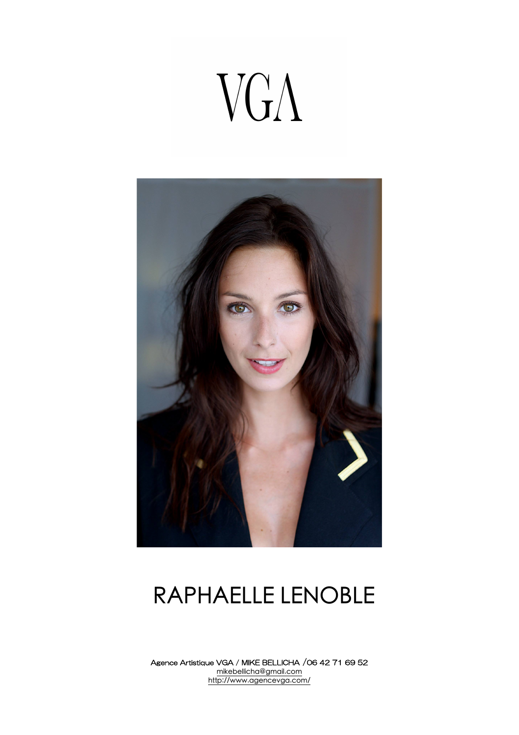# VGA

# RAPHAELLE LENOBLE

Agence Artistique VGA / MIKE BELLICHA /06 42 71 69 52
mikebellicha@gmail.com
http://www.agencevga.com/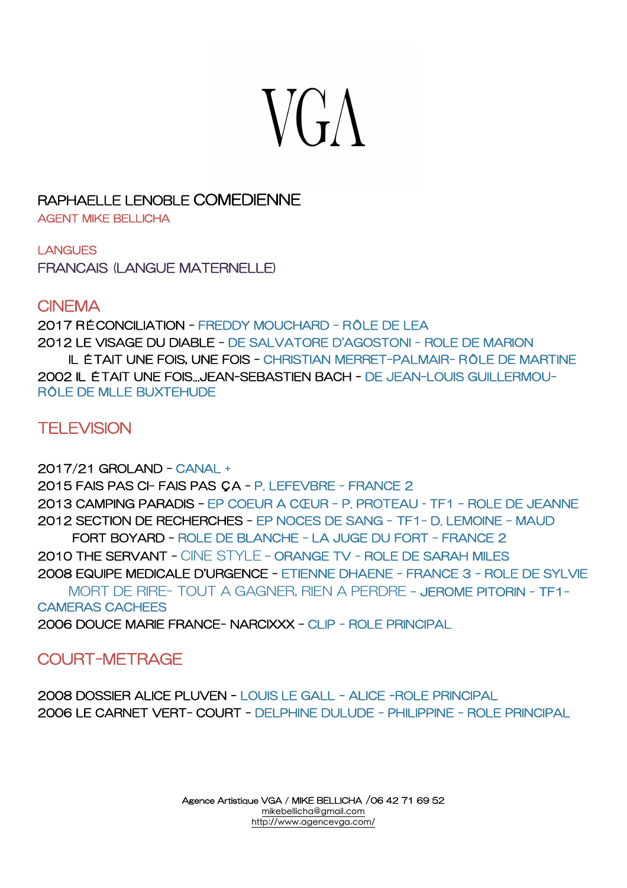# VGA

RAPHAELLE LENOBLE COMEDIENNE

AGENT MIKE BELLICHA

LANGUES

FRANCAIS (LANGUE MATERNELLE)

## CINEMA

2017 RÉCONCILIATION - FREDDY MOUCHARD - RÔLE DE LEA
2012 LE VISAGE DU DIABLE - DE SALVATORE D'AGOSTONI - ROLE DE MARION
IL ÉTAIT UNE FOIS, UNE FOIS - CHRISTIAN MERRET-PALMAIR- RÔLE DE MARTINE
2002 IL ÉTAIT UNE FOIS...JEAN-SEBASTIEN BACH - DE JEAN-LOUIS GUILLERMOU- RÔLE DE MLLE BUXTEHUDE

## TELEVISION

2017/21 GROLAND - CANAL +
2015 FAIS PAS CI- FAIS PAS ÇA - P. LEFEVBRE - FRANCE 2
2013 CAMPING PARADIS - EP COEUR A CŒUR - P. PROTEAU - TF1 - ROLE DE JEANNE
2012 SECTION DE RECHERCHES - EP NOCES DE SANG - TF1- D. LEMOINE - MAUD
FORT BOYARD - ROLE DE BLANCHE - LA JUGE DU FORT - FRANCE 2
2010 THE SERVANT - CINE STYLE - ORANGE TV - ROLE DE SARAH MILES
2008 EQUIPE MEDICALE D'URGENCE - ETIENNE DHAENE - FRANCE 3 - ROLE DE SYLVIE
MORT DE RIRE- TOUT A GAGNER, RIEN A PERDRE - JEROME PITORIN - TF1- CAMERAS CACHEES
2006 DOUCE MARIE FRANCE- NARCIXXX - CLIP - ROLE PRINCIPAL

## COURT-METRAGE

2008 DOSSIER ALICE PLUVEN - LOUIS LE GALL - ALICE -ROLE PRINCIPAL
2006 LE CARNET VERT- COURT - DELPHINE DULUDE - PHILIPPINE - ROLE PRINCIPAL

Agence Artistique VGA / MIKE BELLICHA /06 42 71 69 52
mikebellicha@gmail.com
http://www.agencevga.com/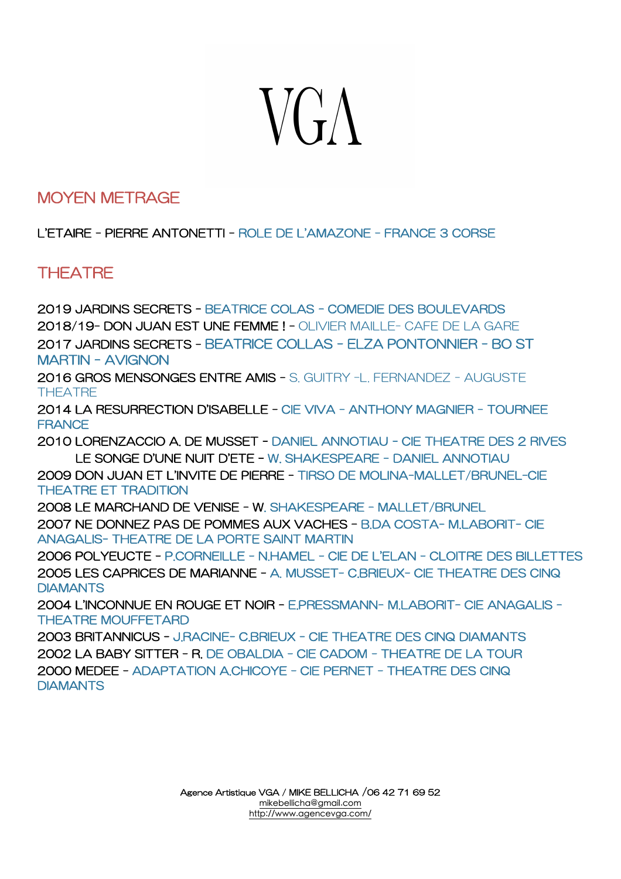# VGA

## MOYEN METRAGE

L'ETAIRE - PIERRE ANTONETTI - ROLE DE L'AMAZONE - FRANCE 3 CORSE

## THEATRE

2019 JARDINS SECRETS - BEATRICE COLAS - COMEDIE DES BOULEVARDS
2018/19- DON JUAN EST UNE FEMME ! - OLIVIER MAILLE- CAFE DE LA GARE
2017 JARDINS SECRETS - BEATRICE COLLAS - ELZA PONTONNIER - BO ST MARTIN - AVIGNON
2016 GROS MENSONGES ENTRE AMIS - S. GUITRY -L. FERNANDEZ - AUGUSTE THEATRE
2014 LA RESURRECTION D'ISABELLE - CIE VIVA - ANTHONY MAGNIER - TOURNEE FRANCE
2010 LORENZACCIO A. DE MUSSET - DANIEL ANNOTIAU - CIE THEATRE DES 2 RIVES
LE SONGE D'UNE NUIT D'ETE - W. SHAKESPEARE - DANIEL ANNOTIAU
2009 DON JUAN ET L'INVITE DE PIERRE - TIRSO DE MOLINA-MALLET/BRUNEL-CIE THEATRE ET TRADITION
2008 LE MARCHAND DE VENISE - W. SHAKESPEARE - MALLET/BRUNEL
2007 NE DONNEZ PAS DE POMMES AUX VACHES - B.DA COSTA- M.LABORIT- CIE ANAGALIS- THEATRE DE LA PORTE SAINT MARTIN
2006 POLYEUCTE - P.CORNEILLE - N.HAMEL - CIE DE L'ELAN - CLOITRE DES BILLETTES
2005 LES CAPRICES DE MARIANNE - A. MUSSET- C.BRIEUX- CIE THEATRE DES CINQ DIAMANTS
2004 L'INCONNUE EN ROUGE ET NOIR - E.PRESSMANN- M.LABORIT- CIE ANAGALIS - THEATRE MOUFFETARD
2003 BRITANNICUS - J.RACINE- C.BRIEUX - CIE THEATRE DES CINQ DIAMANTS
2002 LA BABY SITTER - R. DE OBALDIA - CIE CADOM - THEATRE DE LA TOUR
2000 MEDEE - ADAPTATION A.CHICOYE - CIE PERNET - THEATRE DES CINQ DIAMANTS

Agence Artistique VGA / MIKE BELLICHA /06 42 71 69 52
mikebellicha@gmail.com
http://www.agencevga.com/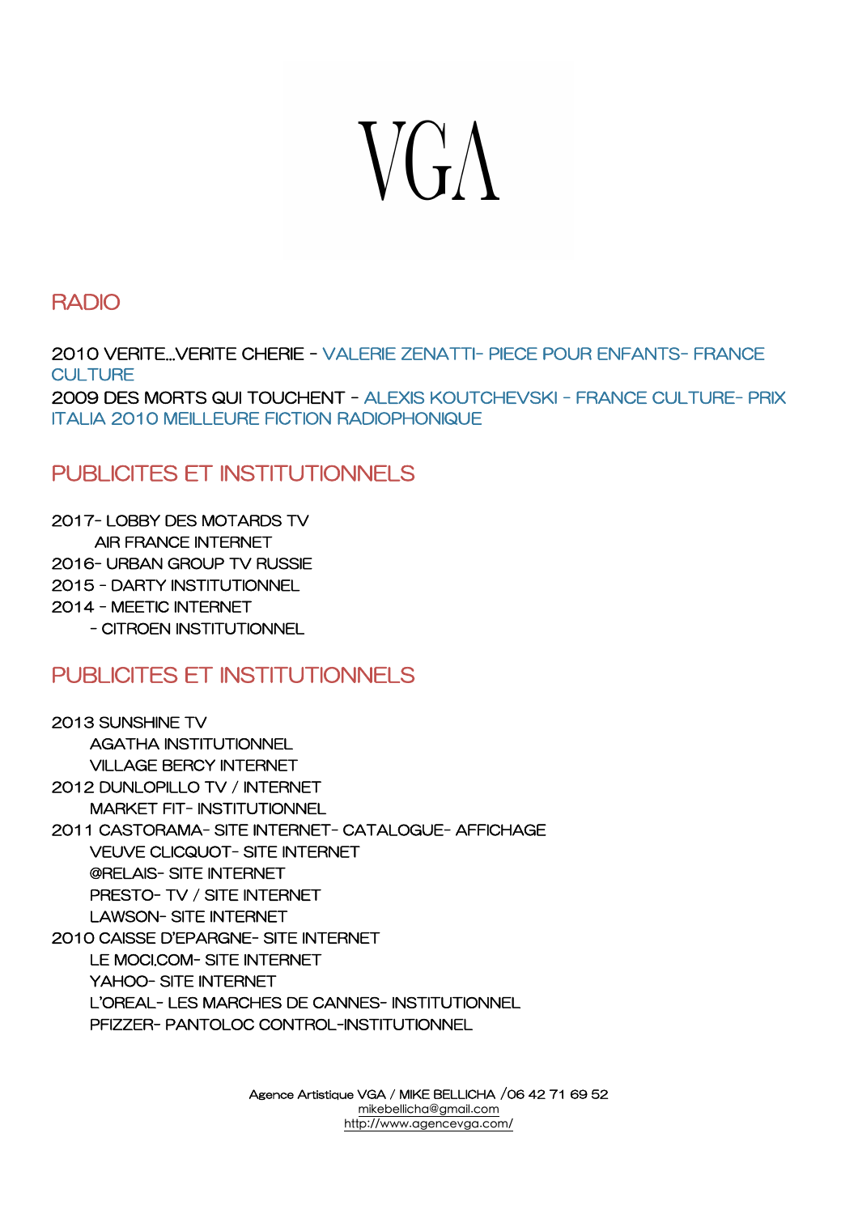# VGA

## RADIO

2010 VERITE...VERITE CHERIE - VALERIE ZENATTI- PIECE POUR ENFANTS- FRANCE CULTURE
2009 DES MORTS QUI TOUCHENT - ALEXIS KOUTCHEVSKI - FRANCE CULTURE- PRIX ITALIA 2010 MEILLEURE FICTION RADIOPHONIQUE

## PUBLICITES ET INSTITUTIONNELS

2017- LOBBY DES MOTARDS TV
AIR FRANCE INTERNET
2016- URBAN GROUP TV RUSSIE
2015 - DARTY INSTITUTIONNEL
2014 - MEETIC INTERNET
- CITROEN INSTITUTIONNEL

## PUBLICITES ET INSTITUTIONNELS

2013 SUNSHINE TV
AGATHA INSTITUTIONNEL
VILLAGE BERCY INTERNET
2012 DUNLOPILLO TV / INTERNET
MARKET FIT- INSTITUTIONNEL
2011 CASTORAMA- SITE INTERNET- CATALOGUE- AFFICHAGE
VEUVE CLICQUOT- SITE INTERNET
@RELAIS- SITE INTERNET
PRESTO- TV / SITE INTERNET
LAWSON- SITE INTERNET
2010 CAISSE D'EPARGNE- SITE INTERNET
LE MOCI.COM- SITE INTERNET
YAHOO- SITE INTERNET
L'OREAL- LES MARCHES DE CANNES- INSTITUTIONNEL
PFIZZER- PANTOLOC CONTROL-INSTITUTIONNEL

Agence Artistique VGA / MIKE BELLICHA /06 42 71 69 52
mikebellicha@gmail.com
http://www.agencevga.com/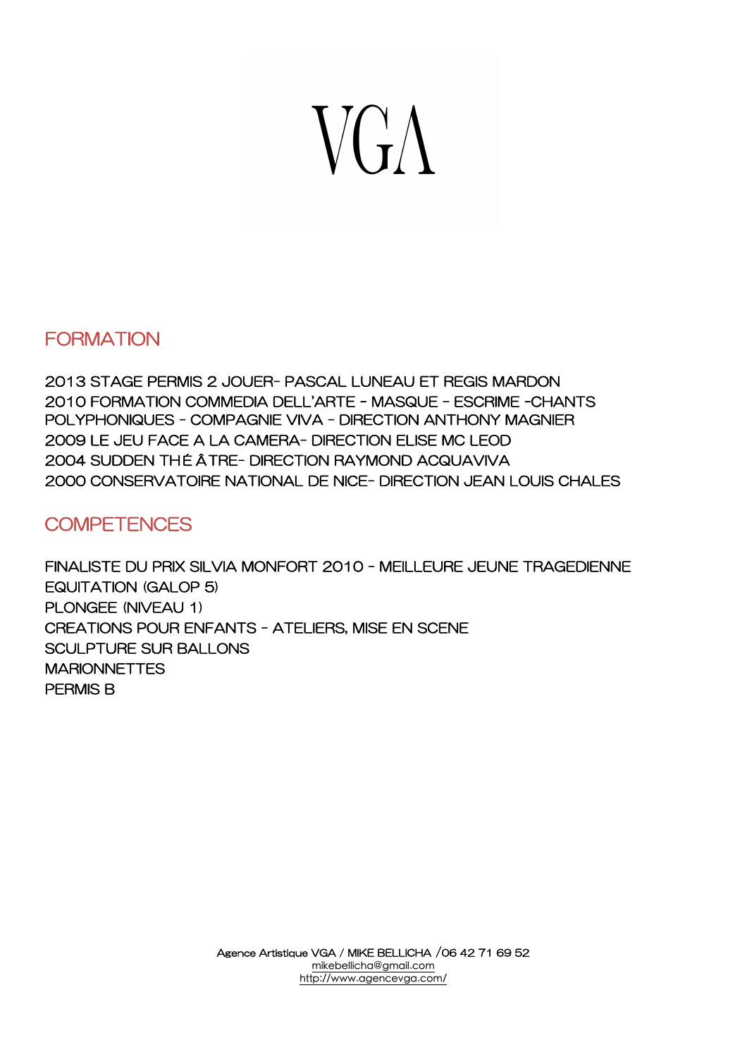VGA

## FORMATION

2013 STAGE PERMIS 2 JOUER- PASCAL LUNEAU ET REGIS MARDON
2010 FORMATION COMMEDIA DELL'ARTE - MASQUE - ESCRIME -CHANTS POLYPHONIQUES - COMPAGNIE VIVA - DIRECTION ANTHONY MAGNIER
2009 LE JEU FACE A LA CAMERA- DIRECTION ELISE MC LEOD
2004 SUDDEN THÉÂTRE- DIRECTION RAYMOND ACQUAVIVA
2000 CONSERVATOIRE NATIONAL DE NICE- DIRECTION JEAN LOUIS CHALES

## COMPETENCES

FINALISTE DU PRIX SILVIA MONFORT 2010 - MEILLEURE JEUNE TRAGEDIENNE
EQUITATION (GALOP 5)
PLONGEE (NIVEAU 1)
CREATIONS POUR ENFANTS - ATELIERS, MISE EN SCENE
SCULPTURE SUR BALLONS
MARIONNETTES
PERMIS B

Agence Artistique VGA / MIKE BELLICHA /06 42 71 69 52
mikebellicha@gmail.com
http://www.agencevga.com/